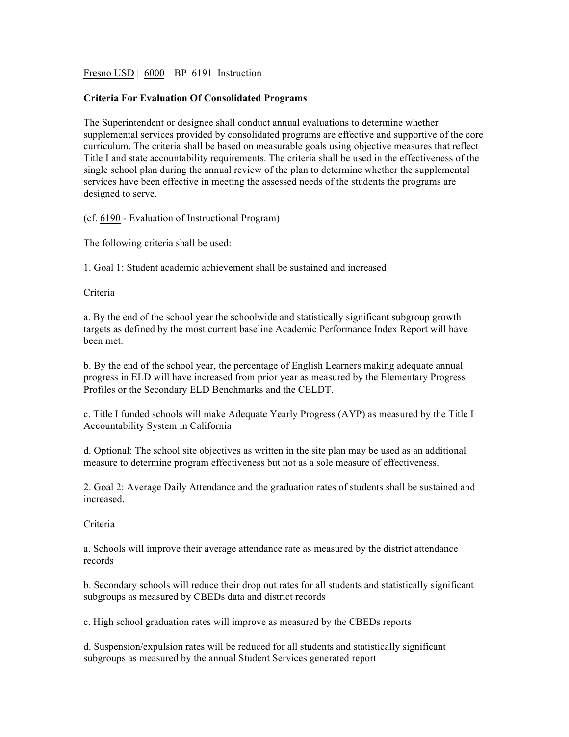Fresno USD | 6000 | BP 6191 Instruction

**Criteria For Evaluation Of Consolidated Programs**

The Superintendent or designee shall conduct annual evaluations to determine whether supplemental services provided by consolidated programs are effective and supportive of the core curriculum. The criteria shall be based on measurable goals using objective measures that reflect Title I and state accountability requirements. The criteria shall be used in the effectiveness of the single school plan during the annual review of the plan to determine whether the supplemental services have been effective in meeting the assessed needs of the students the programs are designed to serve.

(cf. 6190 - Evaluation of Instructional Program)

The following criteria shall be used:

1. Goal 1: Student academic achievement shall be sustained and increased

Criteria

a. By the end of the school year the schoolwide and statistically significant subgroup growth targets as defined by the most current baseline Academic Performance Index Report will have been met.

b. By the end of the school year, the percentage of English Learners making adequate annual progress in ELD will have increased from prior year as measured by the Elementary Progress Profiles or the Secondary ELD Benchmarks and the CELDT.

c. Title I funded schools will make Adequate Yearly Progress (AYP) as measured by the Title I Accountability System in California

d. Optional: The school site objectives as written in the site plan may be used as an additional measure to determine program effectiveness but not as a sole measure of effectiveness.

2. Goal 2: Average Daily Attendance and the graduation rates of students shall be sustained and increased.

Criteria

a. Schools will improve their average attendance rate as measured by the district attendance records

b. Secondary schools will reduce their drop out rates for all students and statistically significant subgroups as measured by CBEDs data and district records

c. High school graduation rates will improve as measured by the CBEDs reports

d. Suspension/expulsion rates will be reduced for all students and statistically significant subgroups as measured by the annual Student Services generated report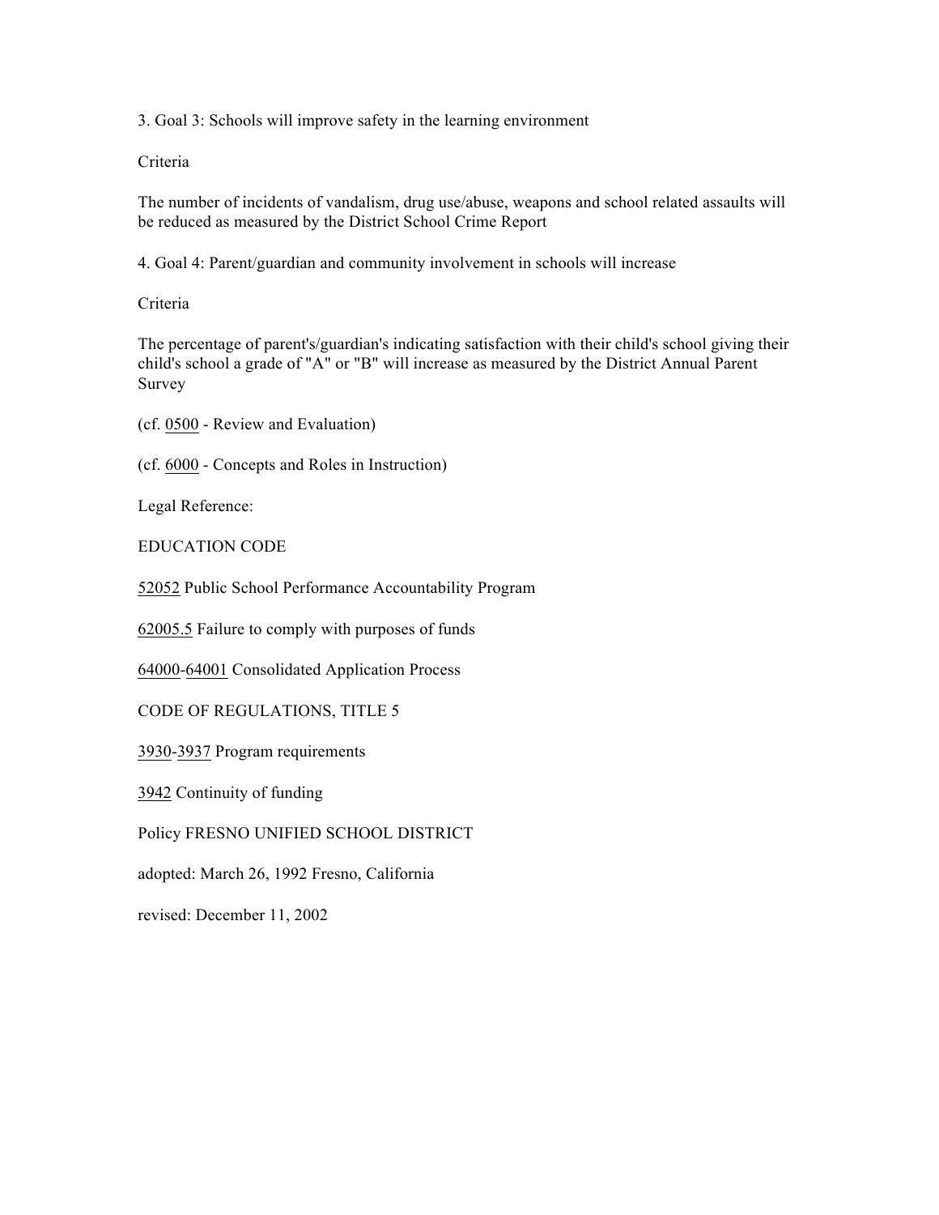3. Goal 3: Schools will improve safety in the learning environment

Criteria

The number of incidents of vandalism, drug use/abuse, weapons and school related assaults will be reduced as measured by the District School Crime Report

4. Goal 4: Parent/guardian and community involvement in schools will increase

Criteria

The percentage of parent's/guardian's indicating satisfaction with their child's school giving their child's school a grade of "A" or "B" will increase as measured by the District Annual Parent Survey

(cf. 0500 - Review and Evaluation)

(cf. 6000 - Concepts and Roles in Instruction)

Legal Reference:

EDUCATION CODE

52052 Public School Performance Accountability Program

62005.5 Failure to comply with purposes of funds

64000-64001 Consolidated Application Process

CODE OF REGULATIONS, TITLE 5

3930-3937 Program requirements

3942 Continuity of funding

Policy FRESNO UNIFIED SCHOOL DISTRICT

adopted: March 26, 1992 Fresno, California

revised: December 11, 2002